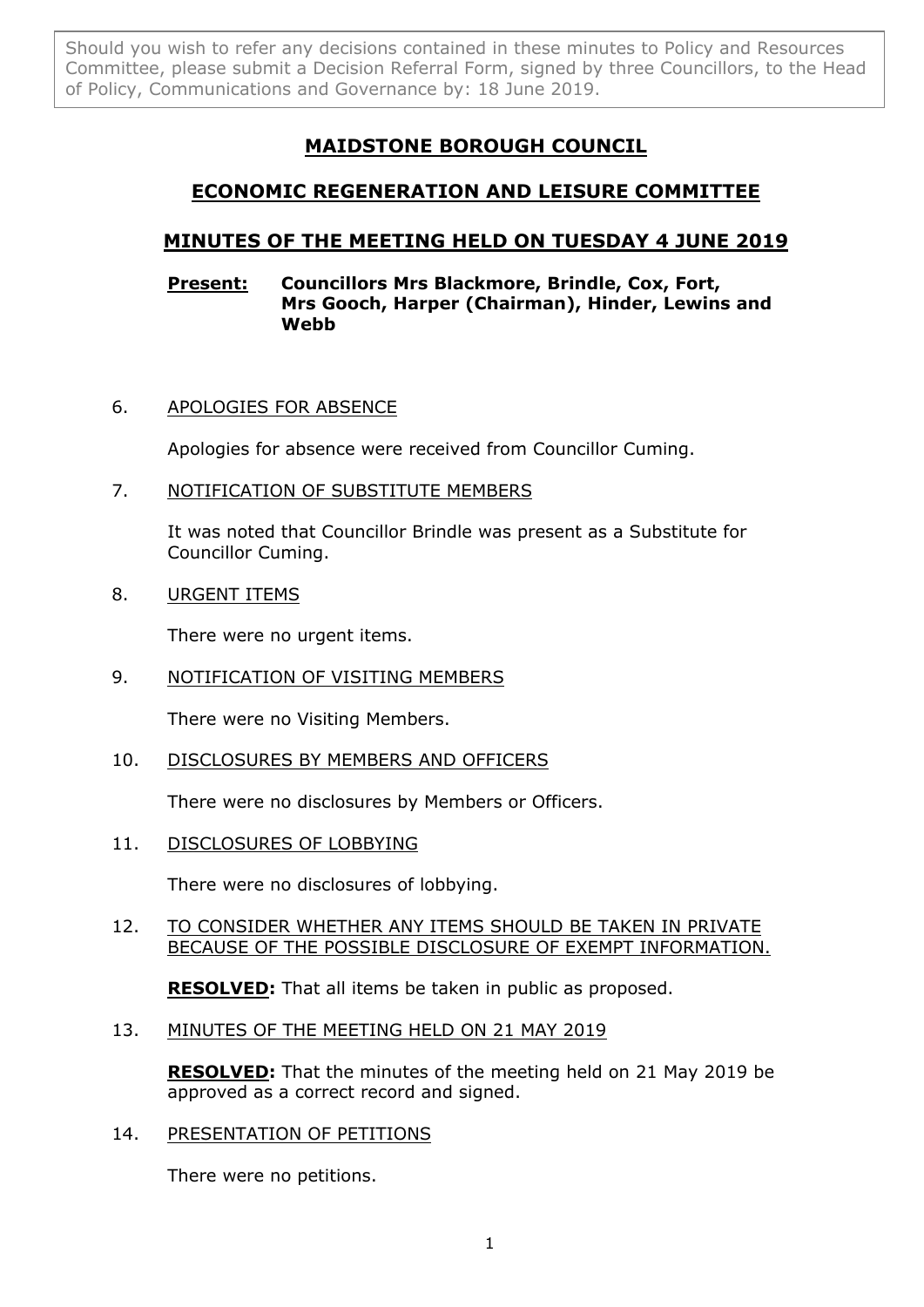Should you wish to refer any decisions contained in these minutes to Policy and Resources Committee, please submit a Decision Referral Form, signed by three Councillors, to the Head of Policy, Communications and Governance by: 18 June 2019.

# MAIDSTONE BOROUGH COUNCIL

## ECONOMIC REGENERATION AND LEISURE COMMITTEE

## MINUTES OF THE MEETING HELD ON TUESDAY 4 JUNE 2019

**Present:** **Councillors Mrs Blackmore, Brindle, Cox, Fort, Mrs Gooch, Harper (Chairman), Hinder, Lewins and Webb**

6. APOLOGIES FOR ABSENCE

   Apologies for absence were received from Councillor Cuming.

7. NOTIFICATION OF SUBSTITUTE MEMBERS

   It was noted that Councillor Brindle was present as a Substitute for Councillor Cuming.

8. URGENT ITEMS

   There were no urgent items.

9. NOTIFICATION OF VISITING MEMBERS

   There were no Visiting Members.

10. DISCLOSURES BY MEMBERS AND OFFICERS

    There were no disclosures by Members or Officers.

11. DISCLOSURES OF LOBBYING

    There were no disclosures of lobbying.

12. TO CONSIDER WHETHER ANY ITEMS SHOULD BE TAKEN IN PRIVATE BECAUSE OF THE POSSIBLE DISCLOSURE OF EXEMPT INFORMATION.

    **RESOLVED:** That all items be taken in public as proposed.

13. MINUTES OF THE MEETING HELD ON 21 MAY 2019

    **RESOLVED:** That the minutes of the meeting held on 21 May 2019 be approved as a correct record and signed.

14. PRESENTATION OF PETITIONS

    There were no petitions.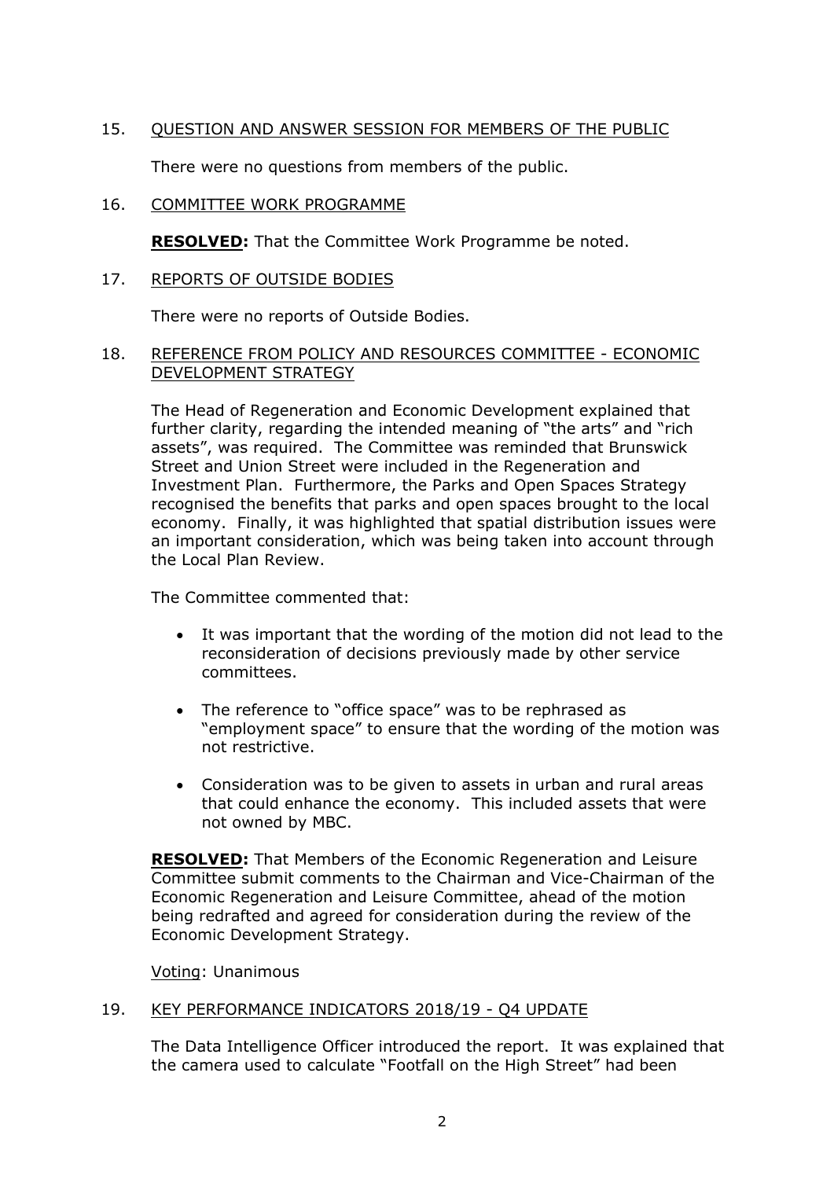15. QUESTION AND ANSWER SESSION FOR MEMBERS OF THE PUBLIC

There were no questions from members of the public.

16. COMMITTEE WORK PROGRAMME

**RESOLVED:** That the Committee Work Programme be noted.

17. REPORTS OF OUTSIDE BODIES

There were no reports of Outside Bodies.

18. REFERENCE FROM POLICY AND RESOURCES COMMITTEE - ECONOMIC DEVELOPMENT STRATEGY

The Head of Regeneration and Economic Development explained that further clarity, regarding the intended meaning of "the arts" and "rich assets", was required. The Committee was reminded that Brunswick Street and Union Street were included in the Regeneration and Investment Plan. Furthermore, the Parks and Open Spaces Strategy recognised the benefits that parks and open spaces brought to the local economy. Finally, it was highlighted that spatial distribution issues were an important consideration, which was being taken into account through the Local Plan Review.

The Committee commented that:

- It was important that the wording of the motion did not lead to the reconsideration of decisions previously made by other service committees.
- The reference to "office space" was to be rephrased as "employment space" to ensure that the wording of the motion was not restrictive.
- Consideration was to be given to assets in urban and rural areas that could enhance the economy. This included assets that were not owned by MBC.

**RESOLVED:** That Members of the Economic Regeneration and Leisure Committee submit comments to the Chairman and Vice-Chairman of the Economic Regeneration and Leisure Committee, ahead of the motion being redrafted and agreed for consideration during the review of the Economic Development Strategy.

Voting: Unanimous

19. KEY PERFORMANCE INDICATORS 2018/19 - Q4 UPDATE

The Data Intelligence Officer introduced the report. It was explained that the camera used to calculate "Footfall on the High Street" had been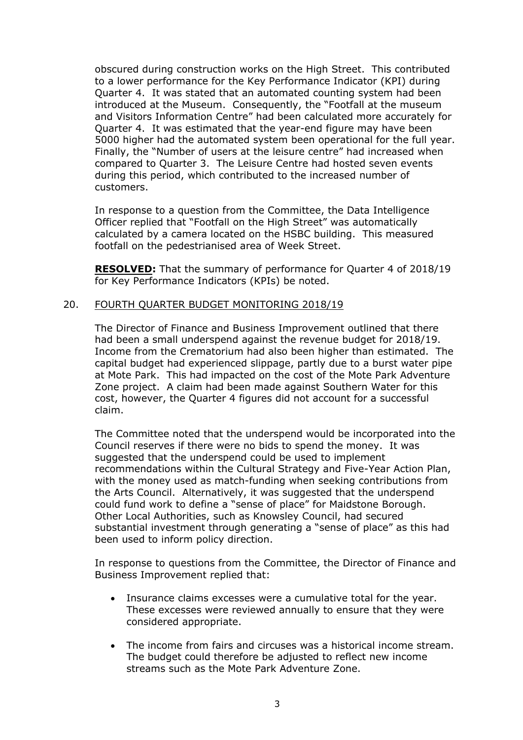obscured during construction works on the High Street. This contributed to a lower performance for the Key Performance Indicator (KPI) during Quarter 4. It was stated that an automated counting system had been introduced at the Museum. Consequently, the "Footfall at the museum and Visitors Information Centre" had been calculated more accurately for Quarter 4. It was estimated that the year-end figure may have been 5000 higher had the automated system been operational for the full year. Finally, the "Number of users at the leisure centre" had increased when compared to Quarter 3. The Leisure Centre had hosted seven events during this period, which contributed to the increased number of customers.

In response to a question from the Committee, the Data Intelligence Officer replied that "Footfall on the High Street" was automatically calculated by a camera located on the HSBC building. This measured footfall on the pedestrianised area of Week Street.

**RESOLVED:** That the summary of performance for Quarter 4 of 2018/19 for Key Performance Indicators (KPIs) be noted.

20. FOURTH QUARTER BUDGET MONITORING 2018/19

The Director of Finance and Business Improvement outlined that there had been a small underspend against the revenue budget for 2018/19. Income from the Crematorium had also been higher than estimated. The capital budget had experienced slippage, partly due to a burst water pipe at Mote Park. This had impacted on the cost of the Mote Park Adventure Zone project. A claim had been made against Southern Water for this cost, however, the Quarter 4 figures did not account for a successful claim.

The Committee noted that the underspend would be incorporated into the Council reserves if there were no bids to spend the money. It was suggested that the underspend could be used to implement recommendations within the Cultural Strategy and Five-Year Action Plan, with the money used as match-funding when seeking contributions from the Arts Council. Alternatively, it was suggested that the underspend could fund work to define a "sense of place" for Maidstone Borough. Other Local Authorities, such as Knowsley Council, had secured substantial investment through generating a "sense of place" as this had been used to inform policy direction.

In response to questions from the Committee, the Director of Finance and Business Improvement replied that:

- Insurance claims excesses were a cumulative total for the year. These excesses were reviewed annually to ensure that they were considered appropriate.

- The income from fairs and circuses was a historical income stream. The budget could therefore be adjusted to reflect new income streams such as the Mote Park Adventure Zone.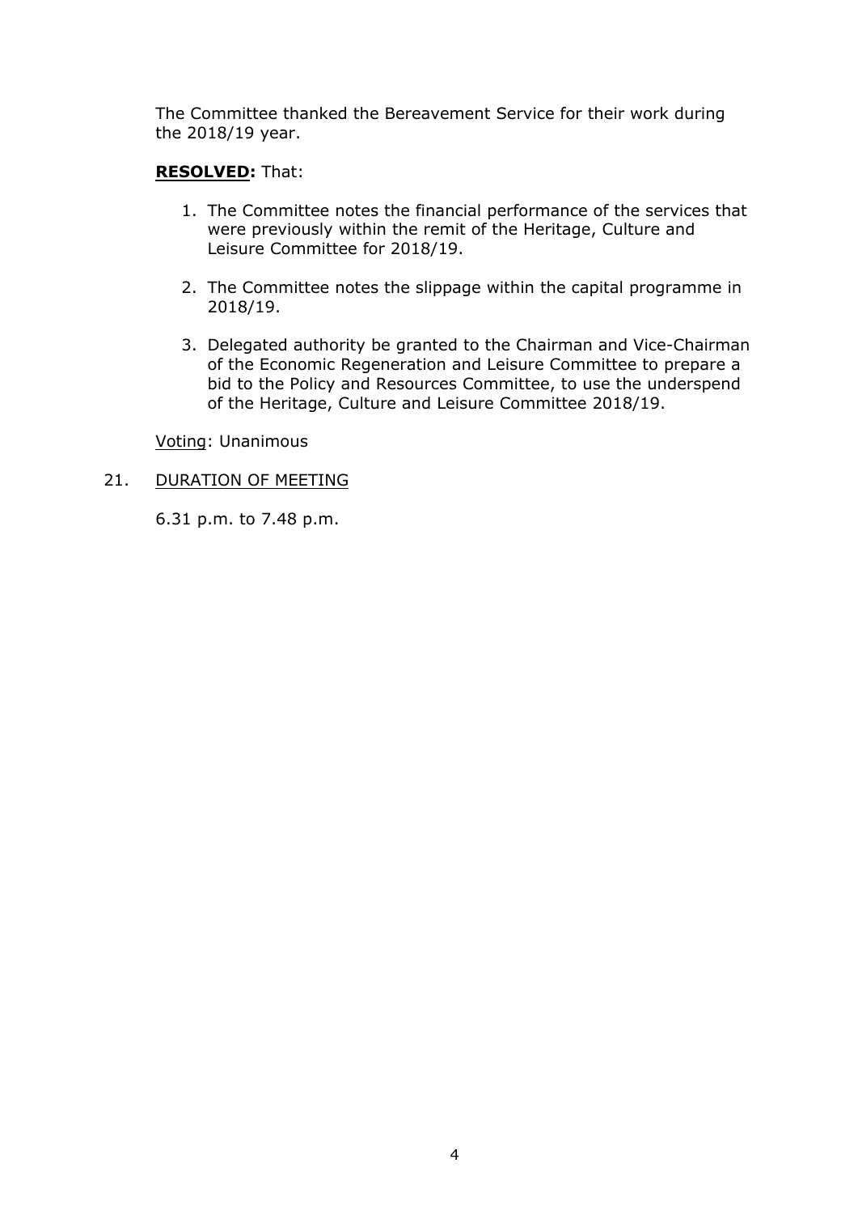The Committee thanked the Bereavement Service for their work during the 2018/19 year.

**RESOLVED:** That:

1. The Committee notes the financial performance of the services that were previously within the remit of the Heritage, Culture and Leisure Committee for 2018/19.

2. The Committee notes the slippage within the capital programme in 2018/19.

3. Delegated authority be granted to the Chairman and Vice-Chairman of the Economic Regeneration and Leisure Committee to prepare a bid to the Policy and Resources Committee, to use the underspend of the Heritage, Culture and Leisure Committee 2018/19.

Voting: Unanimous

21. DURATION OF MEETING

6.31 p.m. to 7.48 p.m.